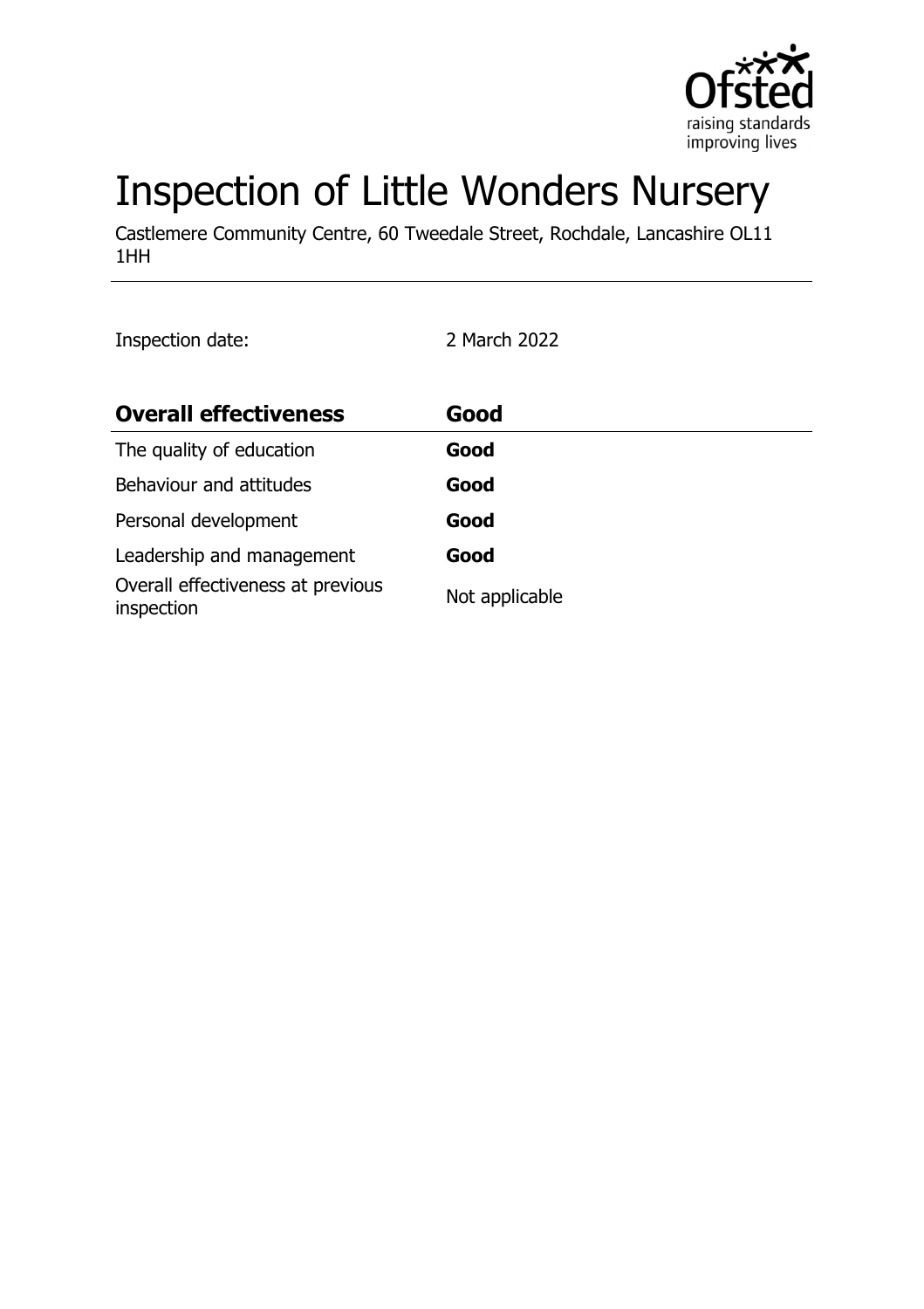# Inspection of Little Wonders Nursery

Castlemere Community Centre, 60 Tweedale Street, Rochdale, Lancashire OL11 1HH

Inspection date: 2 March 2022

| **Overall effectiveness** | **Good** |
|---|---|
| The quality of education | **Good** |
| Behaviour and attitudes | **Good** |
| Personal development | **Good** |
| Leadership and management | **Good** |
| Overall effectiveness at previous inspection | Not applicable |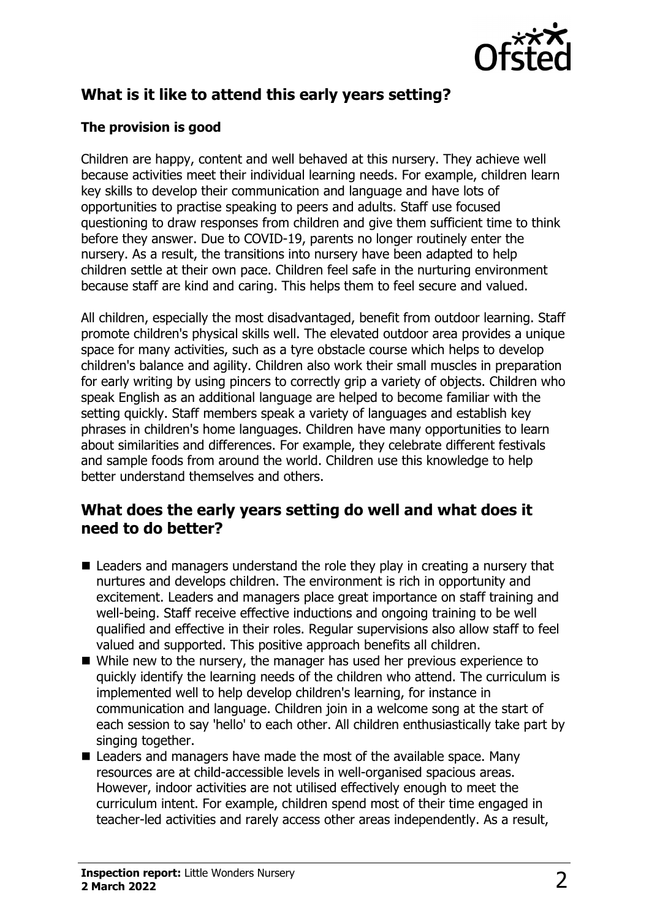## What is it like to attend this early years setting?

### The provision is good

Children are happy, content and well behaved at this nursery. They achieve well because activities meet their individual learning needs. For example, children learn key skills to develop their communication and language and have lots of opportunities to practise speaking to peers and adults. Staff use focused questioning to draw responses from children and give them sufficient time to think before they answer. Due to COVID-19, parents no longer routinely enter the nursery. As a result, the transitions into nursery have been adapted to help children settle at their own pace. Children feel safe in the nurturing environment because staff are kind and caring. This helps them to feel secure and valued.

All children, especially the most disadvantaged, benefit from outdoor learning. Staff promote children's physical skills well. The elevated outdoor area provides a unique space for many activities, such as a tyre obstacle course which helps to develop children's balance and agility. Children also work their small muscles in preparation for early writing by using pincers to correctly grip a variety of objects. Children who speak English as an additional language are helped to become familiar with the setting quickly. Staff members speak a variety of languages and establish key phrases in children's home languages. Children have many opportunities to learn about similarities and differences. For example, they celebrate different festivals and sample foods from around the world. Children use this knowledge to help better understand themselves and others.

## What does the early years setting do well and what does it need to do better?

- Leaders and managers understand the role they play in creating a nursery that nurtures and develops children. The environment is rich in opportunity and excitement. Leaders and managers place great importance on staff training and well-being. Staff receive effective inductions and ongoing training to be well qualified and effective in their roles. Regular supervisions also allow staff to feel valued and supported. This positive approach benefits all children.
- While new to the nursery, the manager has used her previous experience to quickly identify the learning needs of the children who attend. The curriculum is implemented well to help develop children's learning, for instance in communication and language. Children join in a welcome song at the start of each session to say 'hello' to each other. All children enthusiastically take part by singing together.
- Leaders and managers have made the most of the available space. Many resources are at child-accessible levels in well-organised spacious areas. However, indoor activities are not utilised effectively enough to meet the curriculum intent. For example, children spend most of their time engaged in teacher-led activities and rarely access other areas independently. As a result,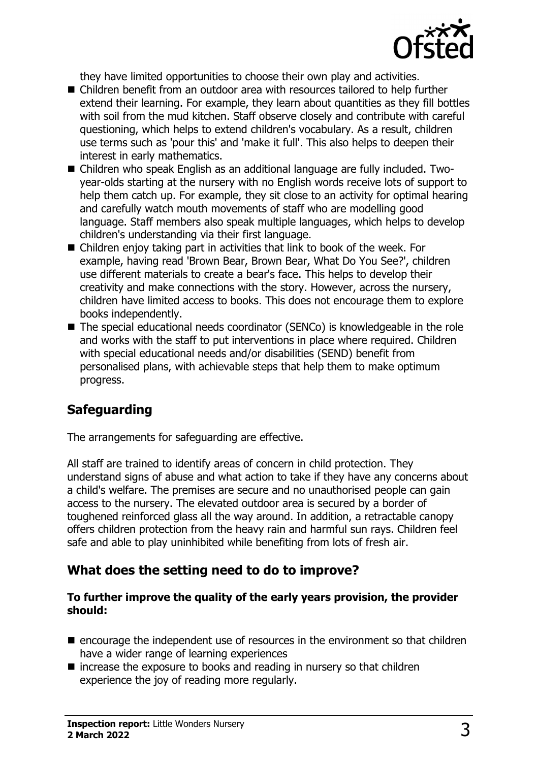they have limited opportunities to choose their own play and activities.

- Children benefit from an outdoor area with resources tailored to help further extend their learning. For example, they learn about quantities as they fill bottles with soil from the mud kitchen. Staff observe closely and contribute with careful questioning, which helps to extend children's vocabulary. As a result, children use terms such as 'pour this' and 'make it full'. This also helps to deepen their interest in early mathematics.
- Children who speak English as an additional language are fully included. Two-year-olds starting at the nursery with no English words receive lots of support to help them catch up. For example, they sit close to an activity for optimal hearing and carefully watch mouth movements of staff who are modelling good language. Staff members also speak multiple languages, which helps to develop children's understanding via their first language.
- Children enjoy taking part in activities that link to book of the week. For example, having read 'Brown Bear, Brown Bear, What Do You See?', children use different materials to create a bear's face. This helps to develop their creativity and make connections with the story. However, across the nursery, children have limited access to books. This does not encourage them to explore books independently.
- The special educational needs coordinator (SENCo) is knowledgeable in the role and works with the staff to put interventions in place where required. Children with special educational needs and/or disabilities (SEND) benefit from personalised plans, with achievable steps that help them to make optimum progress.

## Safeguarding

The arrangements for safeguarding are effective.

All staff are trained to identify areas of concern in child protection. They understand signs of abuse and what action to take if they have any concerns about a child's welfare. The premises are secure and no unauthorised people can gain access to the nursery. The elevated outdoor area is secured by a border of toughened reinforced glass all the way around. In addition, a retractable canopy offers children protection from the heavy rain and harmful sun rays. Children feel safe and able to play uninhibited while benefiting from lots of fresh air.

## What does the setting need to do to improve?

**To further improve the quality of the early years provision, the provider should:**

- encourage the independent use of resources in the environment so that children have a wider range of learning experiences
- increase the exposure to books and reading in nursery so that children experience the joy of reading more regularly.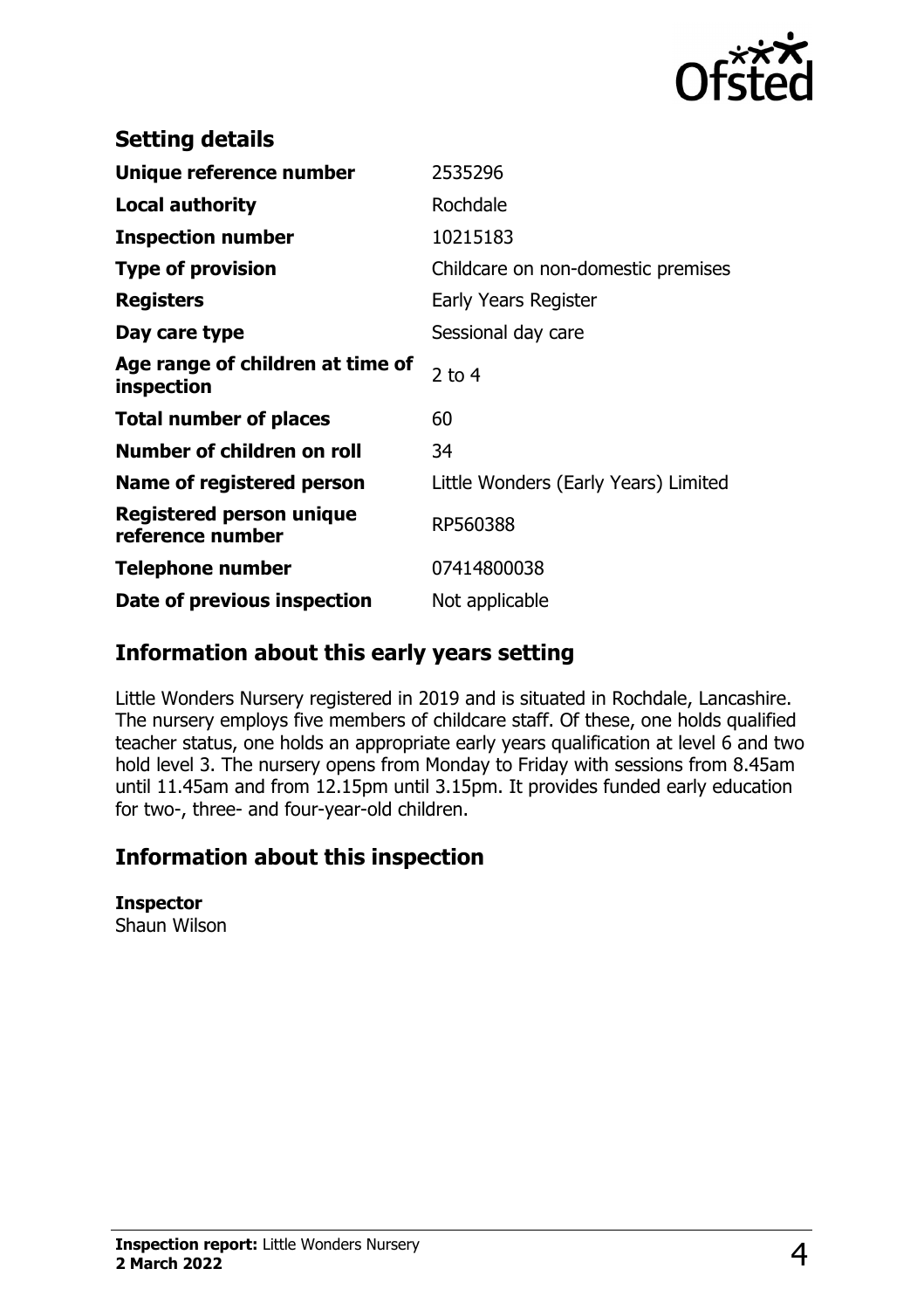## Setting details

| | |
|---|---|
| **Unique reference number** | 2535296 |
| **Local authority** | Rochdale |
| **Inspection number** | 10215183 |
| **Type of provision** | Childcare on non-domestic premises |
| **Registers** | Early Years Register |
| **Day care type** | Sessional day care |
| **Age range of children at time of inspection** | 2 to 4 |
| **Total number of places** | 60 |
| **Number of children on roll** | 34 |
| **Name of registered person** | Little Wonders (Early Years) Limited |
| **Registered person unique reference number** | RP560388 |
| **Telephone number** | 07414800038 |
| **Date of previous inspection** | Not applicable |

## Information about this early years setting

Little Wonders Nursery registered in 2019 and is situated in Rochdale, Lancashire. The nursery employs five members of childcare staff. Of these, one holds qualified teacher status, one holds an appropriate early years qualification at level 6 and two hold level 3. The nursery opens from Monday to Friday with sessions from 8.45am until 11.45am and from 12.15pm until 3.15pm. It provides funded early education for two-, three- and four-year-old children.

## Information about this inspection

**Inspector**
Shaun Wilson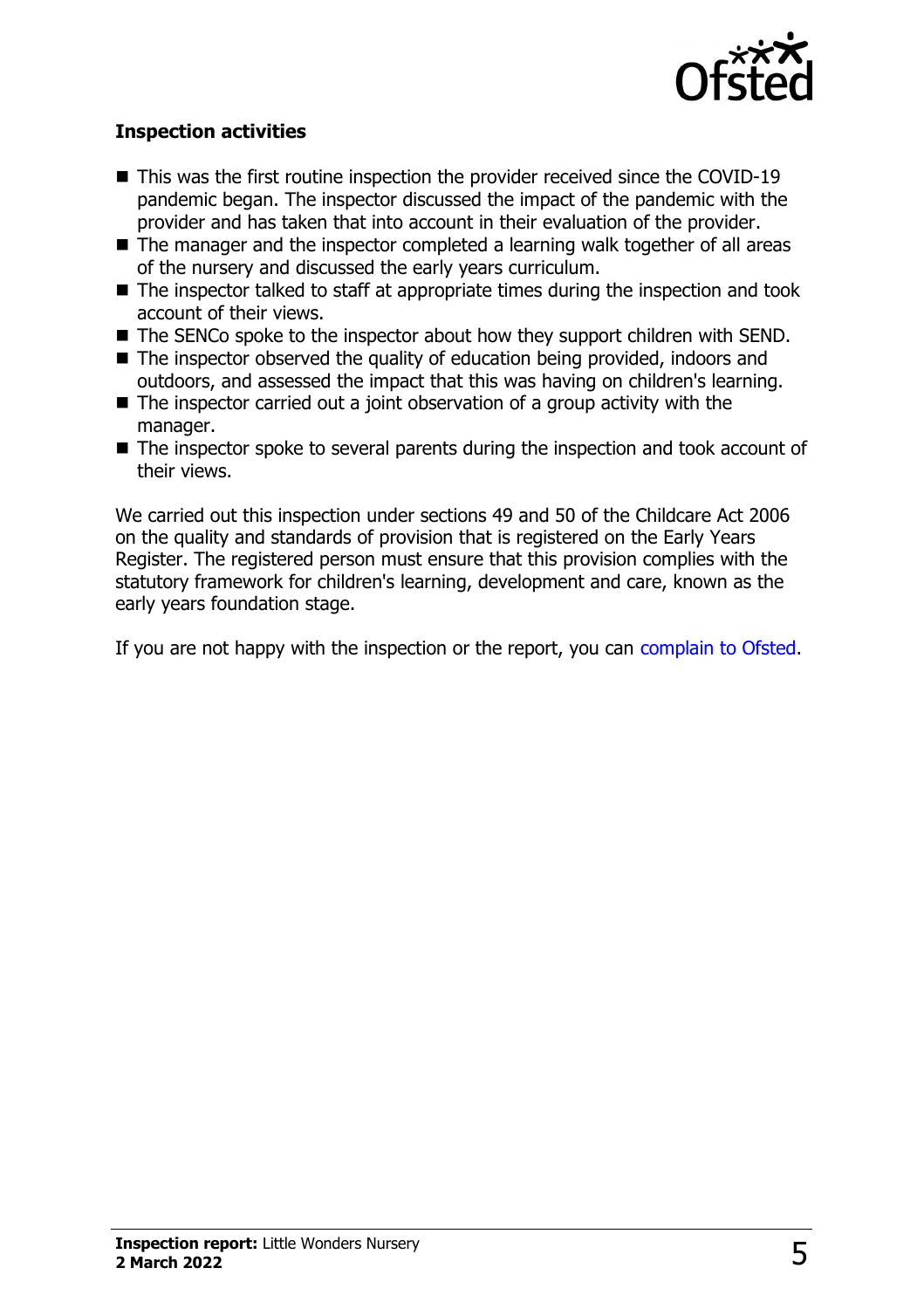### Inspection activities

- This was the first routine inspection the provider received since the COVID-19 pandemic began. The inspector discussed the impact of the pandemic with the provider and has taken that into account in their evaluation of the provider.
- The manager and the inspector completed a learning walk together of all areas of the nursery and discussed the early years curriculum.
- The inspector talked to staff at appropriate times during the inspection and took account of their views.
- The SENCo spoke to the inspector about how they support children with SEND.
- The inspector observed the quality of education being provided, indoors and outdoors, and assessed the impact that this was having on children's learning.
- The inspector carried out a joint observation of a group activity with the manager.
- The inspector spoke to several parents during the inspection and took account of their views.

We carried out this inspection under sections 49 and 50 of the Childcare Act 2006 on the quality and standards of provision that is registered on the Early Years Register. The registered person must ensure that this provision complies with the statutory framework for children's learning, development and care, known as the early years foundation stage.

If you are not happy with the inspection or the report, you can complain to Ofsted.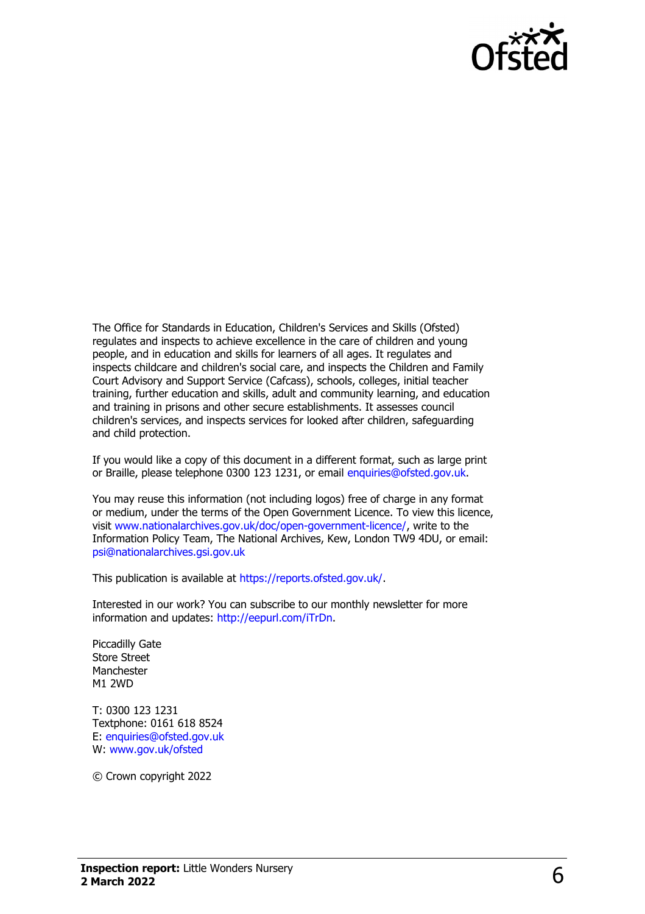The Office for Standards in Education, Children's Services and Skills (Ofsted) regulates and inspects to achieve excellence in the care of children and young people, and in education and skills for learners of all ages. It regulates and inspects childcare and children's social care, and inspects the Children and Family Court Advisory and Support Service (Cafcass), schools, colleges, initial teacher training, further education and skills, adult and community learning, and education and training in prisons and other secure establishments. It assesses council children's services, and inspects services for looked after children, safeguarding and child protection.

If you would like a copy of this document in a different format, such as large print or Braille, please telephone 0300 123 1231, or email enquiries@ofsted.gov.uk.

You may reuse this information (not including logos) free of charge in any format or medium, under the terms of the Open Government Licence. To view this licence, visit www.nationalarchives.gov.uk/doc/open-government-licence/, write to the Information Policy Team, The National Archives, Kew, London TW9 4DU, or email: psi@nationalarchives.gsi.gov.uk

This publication is available at https://reports.ofsted.gov.uk/.

Interested in our work? You can subscribe to our monthly newsletter for more information and updates: http://eepurl.com/iTrDn.

Piccadilly Gate
Store Street
Manchester
M1 2WD

T: 0300 123 1231
Textphone: 0161 618 8524
E: enquiries@ofsted.gov.uk
W: www.gov.uk/ofsted

© Crown copyright 2022